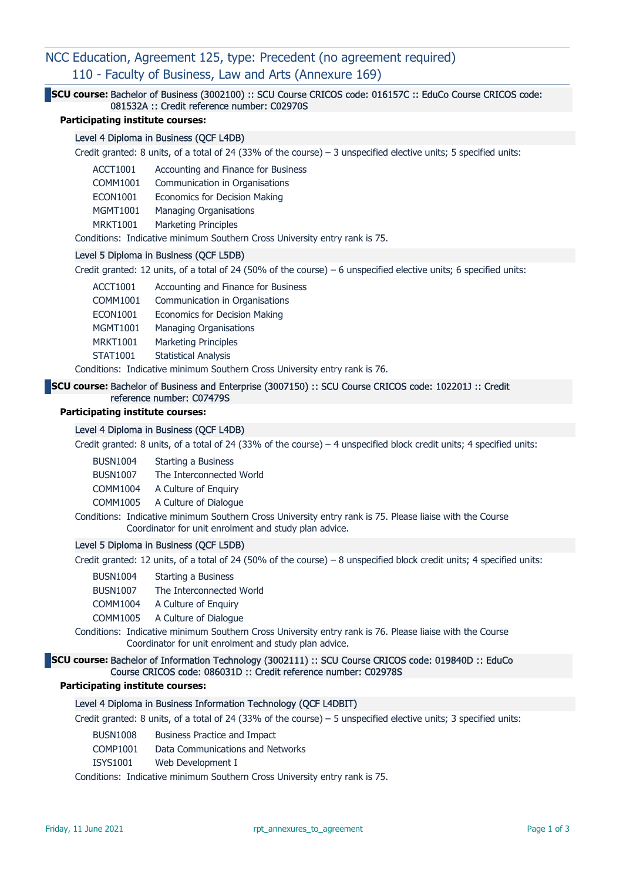## NCC Education, Agreement 125, type: Precedent (no agreement required)

### 110 - Faculty of Business, Law and Arts (Annexure 169)

**SCU course:** Bachelor of Business (3002100) :: SCU Course CRICOS code: 016157C :: EduCo Course CRICOS code: 081532A :: Credit reference number: C02970S

**Participating institute courses:**

Level 4 Diploma in Business (QCF L4DB)

Credit granted: 8 units, of a total of 24 (33% of the course) – 3 unspecified elective units; 5 specified units:

| | |
|---|---|
| ACCT1001 | Accounting and Finance for Business |
| COMM1001 | Communication in Organisations |
| ECON1001 | Economics for Decision Making |
| MGMT1001 | Managing Organisations |
| MRKT1001 | Marketing Principles |

Conditions: Indicative minimum Southern Cross University entry rank is 75.

Level 5 Diploma in Business (QCF L5DB)

Credit granted: 12 units, of a total of 24 (50% of the course) – 6 unspecified elective units; 6 specified units:

| | |
|---|---|
| ACCT1001 | Accounting and Finance for Business |
| COMM1001 | Communication in Organisations |
| ECON1001 | Economics for Decision Making |
| MGMT1001 | Managing Organisations |
| MRKT1001 | Marketing Principles |
| STAT1001 | Statistical Analysis |

Conditions: Indicative minimum Southern Cross University entry rank is 76.

**SCU course:** Bachelor of Business and Enterprise (3007150) :: SCU Course CRICOS code: 102201J :: Credit reference number: C07479S

**Participating institute courses:**

Level 4 Diploma in Business (QCF L4DB)

Credit granted: 8 units, of a total of 24 (33% of the course) – 4 unspecified block credit units; 4 specified units:

| | |
|---|---|
| BUSN1004 | Starting a Business |
| BUSN1007 | The Interconnected World |
| COMM1004 | A Culture of Enquiry |
| COMM1005 | A Culture of Dialogue |

Conditions: Indicative minimum Southern Cross University entry rank is 75. Please liaise with the Course Coordinator for unit enrolment and study plan advice.

Level 5 Diploma in Business (QCF L5DB)

Credit granted: 12 units, of a total of 24 (50% of the course) – 8 unspecified block credit units; 4 specified units:

| | |
|---|---|
| BUSN1004 | Starting a Business |
| BUSN1007 | The Interconnected World |
| COMM1004 | A Culture of Enquiry |
| COMM1005 | A Culture of Dialogue |

Conditions: Indicative minimum Southern Cross University entry rank is 76. Please liaise with the Course Coordinator for unit enrolment and study plan advice.

**SCU course:** Bachelor of Information Technology (3002111) :: SCU Course CRICOS code: 019840D :: EduCo Course CRICOS code: 086031D :: Credit reference number: C02978S

**Participating institute courses:**

Level 4 Diploma in Business Information Technology (QCF L4DBIT)

Credit granted: 8 units, of a total of 24 (33% of the course) – 5 unspecified elective units; 3 specified units:

| | |
|---|---|
| BUSN1008 | Business Practice and Impact |
| COMP1001 | Data Communications and Networks |
| ISYS1001 | Web Development I |

Conditions: Indicative minimum Southern Cross University entry rank is 75.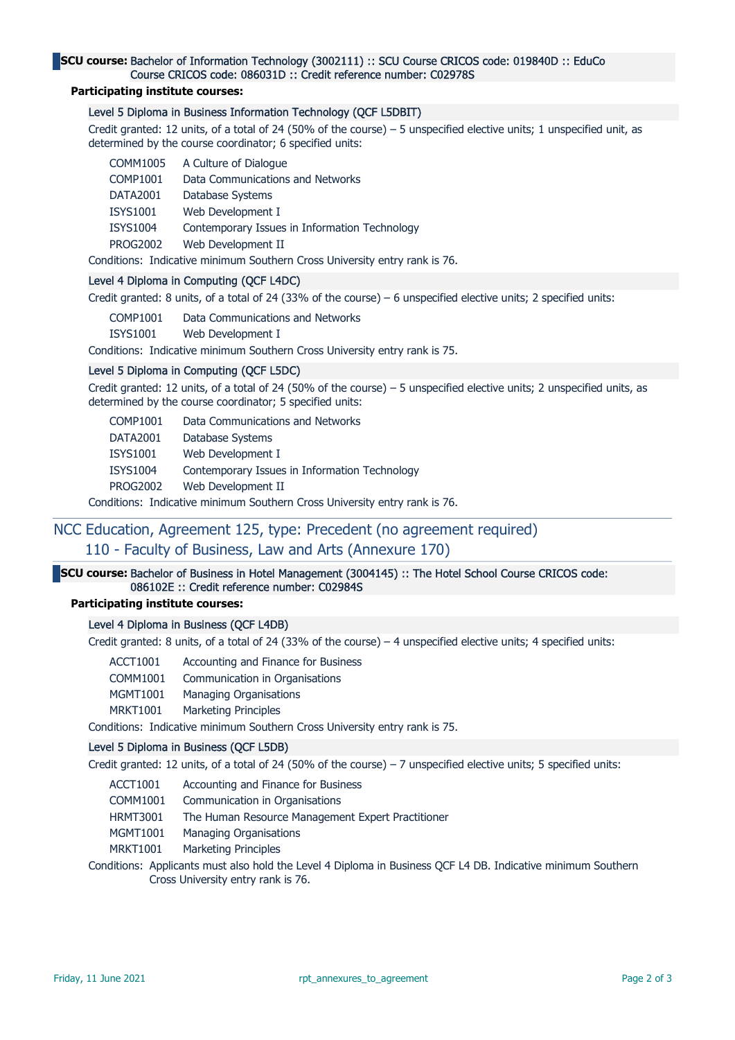**SCU course:** Bachelor of Information Technology (3002111) :: SCU Course CRICOS code: 019840D :: EduCo Course CRICOS code: 086031D :: Credit reference number: C02978S

**Participating institute courses:**

### Level 5 Diploma in Business Information Technology (QCF L5DBIT)

Credit granted: 12 units, of a total of 24 (50% of the course) – 5 unspecified elective units; 1 unspecified unit, as determined by the course coordinator; 6 specified units:

| | |
|---|---|
| COMM1005 | A Culture of Dialogue |
| COMP1001 | Data Communications and Networks |
| DATA2001 | Database Systems |
| ISYS1001 | Web Development I |
| ISYS1004 | Contemporary Issues in Information Technology |
| PROG2002 | Web Development II |

Conditions: Indicative minimum Southern Cross University entry rank is 76.

### Level 4 Diploma in Computing (QCF L4DC)

Credit granted: 8 units, of a total of 24 (33% of the course) – 6 unspecified elective units; 2 specified units:

| | |
|---|---|
| COMP1001 | Data Communications and Networks |
| ISYS1001 | Web Development I |

Conditions: Indicative minimum Southern Cross University entry rank is 75.

### Level 5 Diploma in Computing (QCF L5DC)

Credit granted: 12 units, of a total of 24 (50% of the course) – 5 unspecified elective units; 2 unspecified units, as determined by the course coordinator; 5 specified units:

| | |
|---|---|
| COMP1001 | Data Communications and Networks |
| DATA2001 | Database Systems |
| ISYS1001 | Web Development I |
| ISYS1004 | Contemporary Issues in Information Technology |
| PROG2002 | Web Development II |

Conditions: Indicative minimum Southern Cross University entry rank is 76.

---

## NCC Education, Agreement 125, type: Precedent (no agreement required)

## 110 - Faculty of Business, Law and Arts (Annexure 170)

**SCU course:** Bachelor of Business in Hotel Management (3004145) :: The Hotel School Course CRICOS code: 086102E :: Credit reference number: C02984S

**Participating institute courses:**

### Level 4 Diploma in Business (QCF L4DB)

Credit granted: 8 units, of a total of 24 (33% of the course) – 4 unspecified elective units; 4 specified units:

| | |
|---|---|
| ACCT1001 | Accounting and Finance for Business |
| COMM1001 | Communication in Organisations |
| MGMT1001 | Managing Organisations |
| MRKT1001 | Marketing Principles |

Conditions: Indicative minimum Southern Cross University entry rank is 75.

### Level 5 Diploma in Business (QCF L5DB)

Credit granted: 12 units, of a total of 24 (50% of the course) – 7 unspecified elective units; 5 specified units:

| | |
|---|---|
| ACCT1001 | Accounting and Finance for Business |
| COMM1001 | Communication in Organisations |
| HRMT3001 | The Human Resource Management Expert Practitioner |
| MGMT1001 | Managing Organisations |
| MRKT1001 | Marketing Principles |

Conditions: Applicants must also hold the Level 4 Diploma in Business QCF L4 DB. Indicative minimum Southern Cross University entry rank is 76.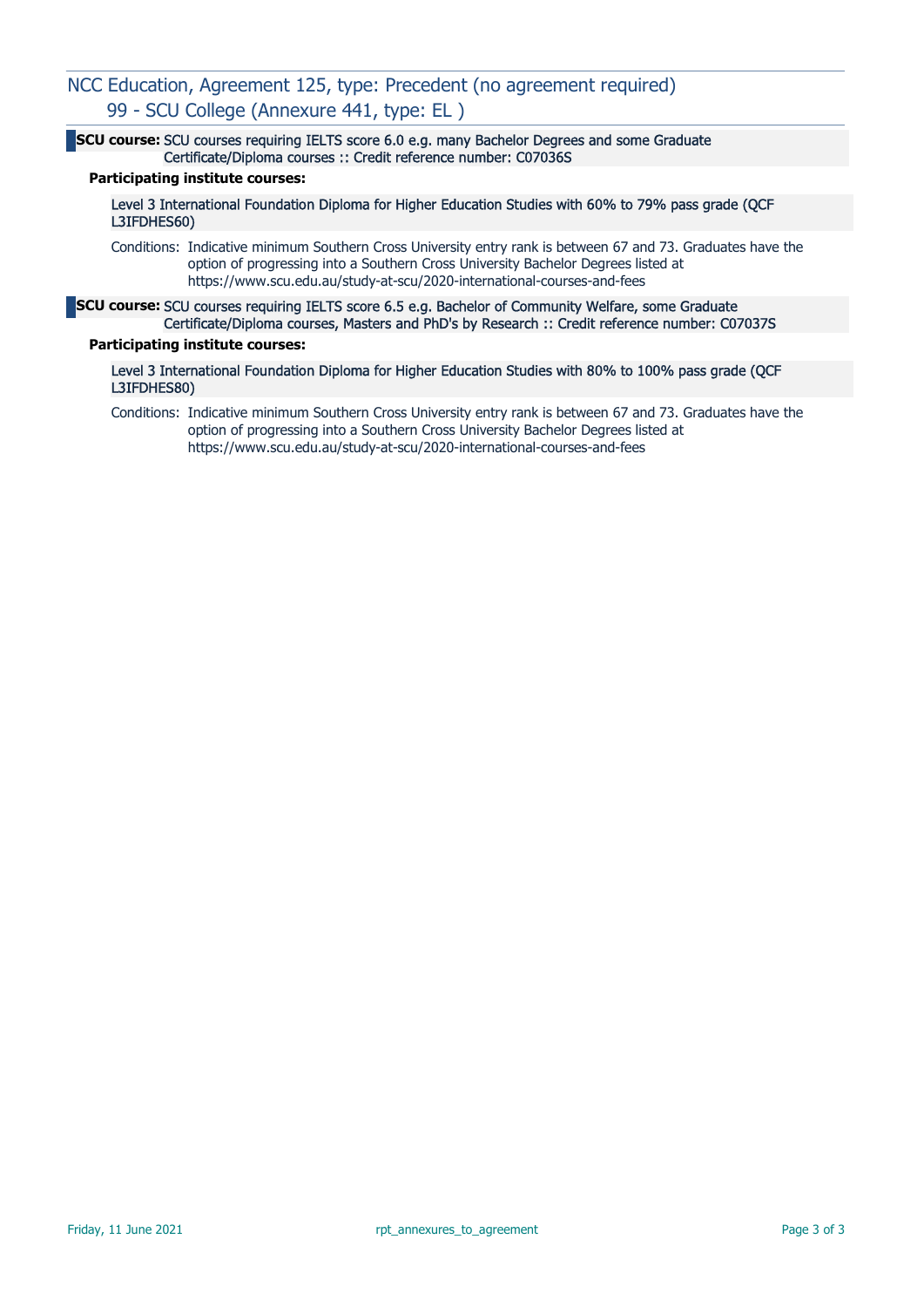## NCC Education, Agreement 125, type: Precedent (no agreement required)

### 99 - SCU College (Annexure 441, type: EL )

**SCU course:** SCU courses requiring IELTS score 6.0 e.g. many Bachelor Degrees and some Graduate Certificate/Diploma courses :: Credit reference number: C07036S

**Participating institute courses:**

Level 3 International Foundation Diploma for Higher Education Studies with 60% to 79% pass grade (QCF L3IFDHES60)

Conditions: Indicative minimum Southern Cross University entry rank is between 67 and 73. Graduates have the option of progressing into a Southern Cross University Bachelor Degrees listed at https://www.scu.edu.au/study-at-scu/2020-international-courses-and-fees

**SCU course:** SCU courses requiring IELTS score 6.5 e.g. Bachelor of Community Welfare, some Graduate Certificate/Diploma courses, Masters and PhD's by Research :: Credit reference number: C07037S

**Participating institute courses:**

Level 3 International Foundation Diploma for Higher Education Studies with 80% to 100% pass grade (QCF L3IFDHES80)

Conditions: Indicative minimum Southern Cross University entry rank is between 67 and 73. Graduates have the option of progressing into a Southern Cross University Bachelor Degrees listed at https://www.scu.edu.au/study-at-scu/2020-international-courses-and-fees